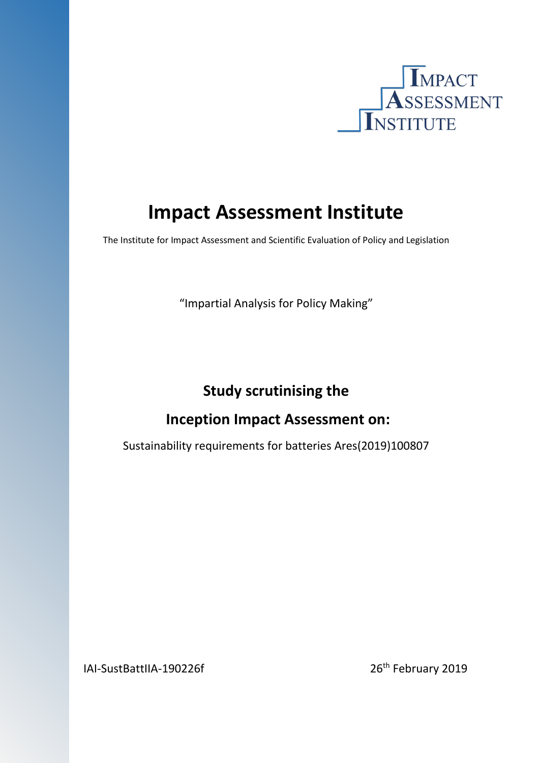IMPACT ASSESSMENT INSTITUTE

# Impact Assessment Institute

The Institute for Impact Assessment and Scientific Evaluation of Policy and Legislation

"Impartial Analysis for Policy Making"

## Study scrutinising the

## Inception Impact Assessment on:

Sustainability requirements for batteries Ares(2019)100807

IAI-SustBattIIA-190226f

26th February 2019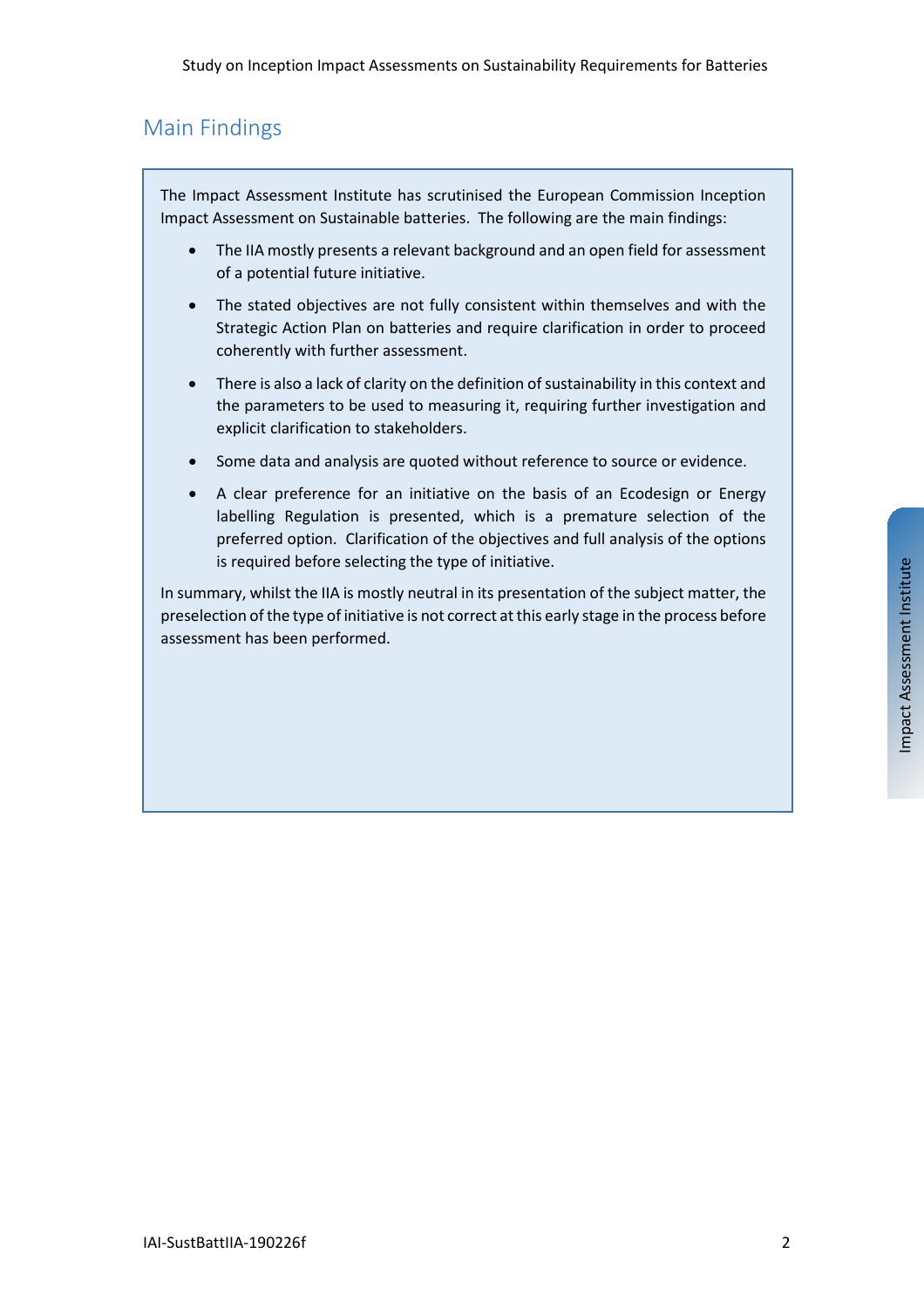## Main Findings

The Impact Assessment Institute has scrutinised the European Commission Inception Impact Assessment on Sustainable batteries. The following are the main findings:

- The IIA mostly presents a relevant background and an open field for assessment of a potential future initiative.
- The stated objectives are not fully consistent within themselves and with the Strategic Action Plan on batteries and require clarification in order to proceed coherently with further assessment.
- There is also a lack of clarity on the definition of sustainability in this context and the parameters to be used to measuring it, requiring further investigation and explicit clarification to stakeholders.
- Some data and analysis are quoted without reference to source or evidence.
- A clear preference for an initiative on the basis of an Ecodesign or Energy labelling Regulation is presented, which is a premature selection of the preferred option. Clarification of the objectives and full analysis of the options is required before selecting the type of initiative.

In summary, whilst the IIA is mostly neutral in its presentation of the subject matter, the preselection of the type of initiative is not correct at this early stage in the process before assessment has been performed.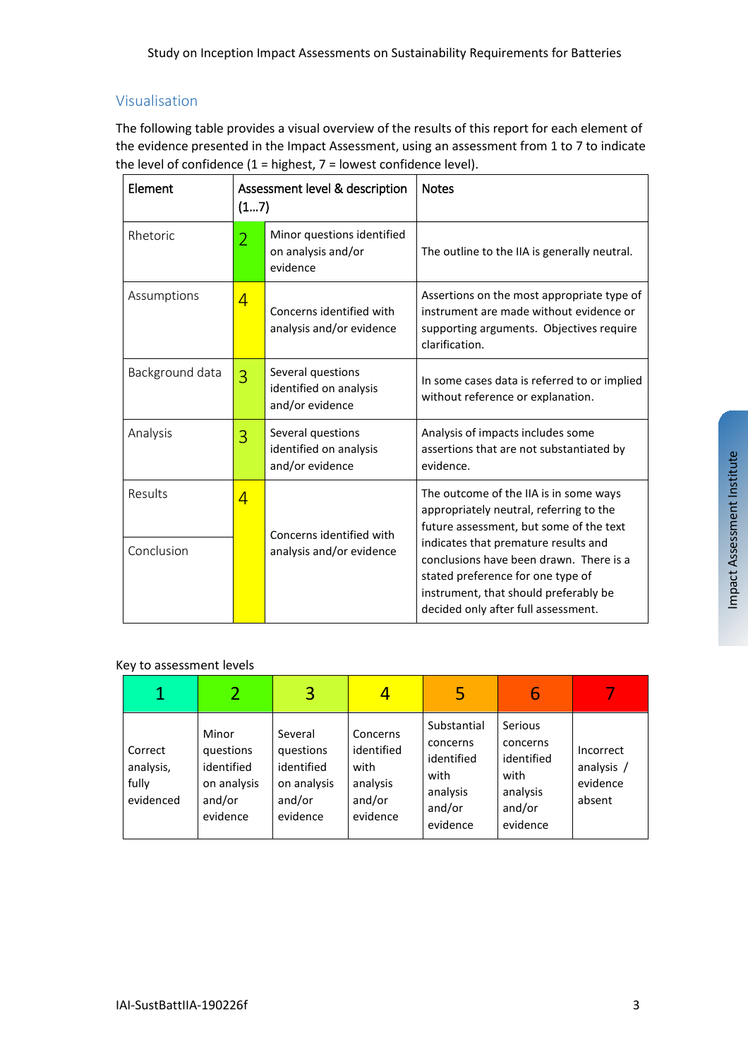## Visualisation

The following table provides a visual overview of the results of this report for each element of the evidence presented in the Impact Assessment, using an assessment from 1 to 7 to indicate the level of confidence (1 = highest, 7 = lowest confidence level).

| Element | Assessment level & description (1…7) | | Notes |
|---|---|---|---|
| Rhetoric | 2 | Minor questions identified on analysis and/or evidence | The outline to the IIA is generally neutral. |
| Assumptions | 4 | Concerns identified with analysis and/or evidence | Assertions on the most appropriate type of instrument are made without evidence or supporting arguments. Objectives require clarification. |
| Background data | 3 | Several questions identified on analysis and/or evidence | In some cases data is referred to or implied without reference or explanation. |
| Analysis | 3 | Several questions identified on analysis and/or evidence | Analysis of impacts includes some assertions that are not substantiated by evidence. |
| Results | 4 | Concerns identified with analysis and/or evidence | The outcome of the IIA is in some ways appropriately neutral, referring to the future assessment, but some of the text indicates that premature results and conclusions have been drawn. There is a stated preference for one type of instrument, that should preferably be decided only after full assessment. |
| Conclusion | | | |

Key to assessment levels

| 1 | 2 | 3 | 4 | 5 | 6 | 7 |
|---|---|---|---|---|---|---|
| Correct analysis, fully evidenced | Minor questions identified on analysis and/or evidence | Several questions identified on analysis and/or evidence | Concerns identified with analysis and/or evidence | Substantial concerns identified with analysis and/or evidence | Serious concerns identified with analysis and/or evidence | Incorrect analysis / evidence absent |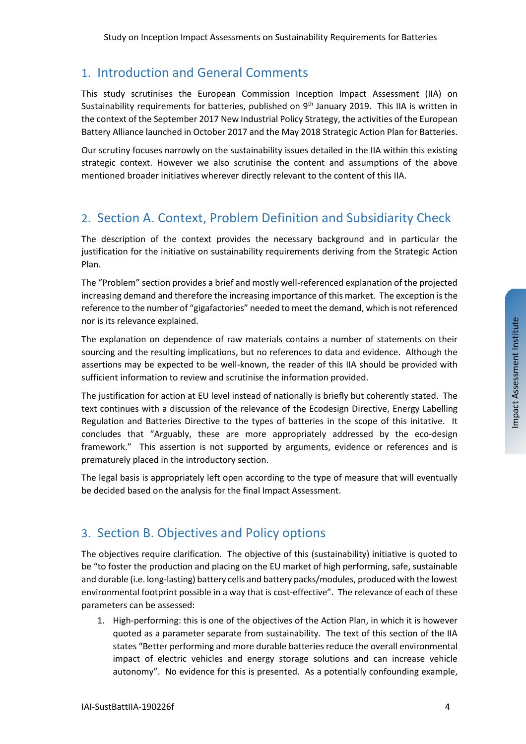## 1. Introduction and General Comments

This study scrutinises the European Commission Inception Impact Assessment (IIA) on Sustainability requirements for batteries, published on 9th January 2019. This IIA is written in the context of the September 2017 New Industrial Policy Strategy, the activities of the European Battery Alliance launched in October 2017 and the May 2018 Strategic Action Plan for Batteries.

Our scrutiny focuses narrowly on the sustainability issues detailed in the IIA within this existing strategic context. However we also scrutinise the content and assumptions of the above mentioned broader initiatives wherever directly relevant to the content of this IIA.

## 2. Section A. Context, Problem Definition and Subsidiarity Check

The description of the context provides the necessary background and in particular the justification for the initiative on sustainability requirements deriving from the Strategic Action Plan.

The "Problem" section provides a brief and mostly well-referenced explanation of the projected increasing demand and therefore the increasing importance of this market. The exception is the reference to the number of "gigafactories" needed to meet the demand, which is not referenced nor is its relevance explained.

The explanation on dependence of raw materials contains a number of statements on their sourcing and the resulting implications, but no references to data and evidence. Although the assertions may be expected to be well-known, the reader of this IIA should be provided with sufficient information to review and scrutinise the information provided.

The justification for action at EU level instead of nationally is briefly but coherently stated. The text continues with a discussion of the relevance of the Ecodesign Directive, Energy Labelling Regulation and Batteries Directive to the types of batteries in the scope of this initative. It concludes that "Arguably, these are more appropriately addressed by the eco-design framework." This assertion is not supported by arguments, evidence or references and is prematurely placed in the introductory section.

The legal basis is appropriately left open according to the type of measure that will eventually be decided based on the analysis for the final Impact Assessment.

## 3. Section B. Objectives and Policy options

The objectives require clarification. The objective of this (sustainability) initiative is quoted to be "to foster the production and placing on the EU market of high performing, safe, sustainable and durable (i.e. long-lasting) battery cells and battery packs/modules, produced with the lowest environmental footprint possible in a way that is cost-effective". The relevance of each of these parameters can be assessed:

1. High-performing: this is one of the objectives of the Action Plan, in which it is however quoted as a parameter separate from sustainability. The text of this section of the IIA states "Better performing and more durable batteries reduce the overall environmental impact of electric vehicles and energy storage solutions and can increase vehicle autonomy". No evidence for this is presented. As a potentially confounding example,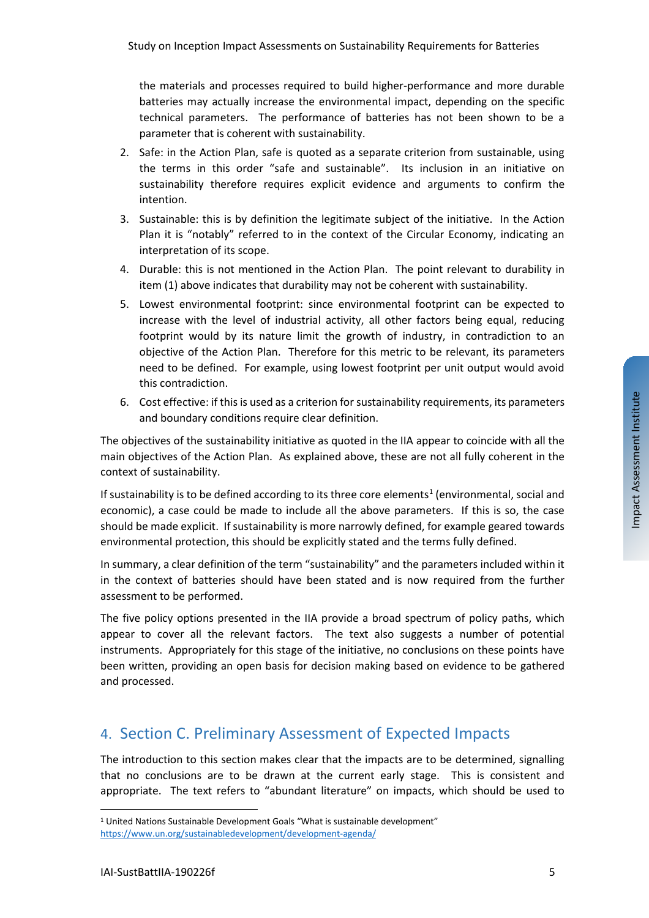the materials and processes required to build higher-performance and more durable batteries may actually increase the environmental impact, depending on the specific technical parameters. The performance of batteries has not been shown to be a parameter that is coherent with sustainability.

2. Safe: in the Action Plan, safe is quoted as a separate criterion from sustainable, using the terms in this order "safe and sustainable". Its inclusion in an initiative on sustainability therefore requires explicit evidence and arguments to confirm the intention.
3. Sustainable: this is by definition the legitimate subject of the initiative. In the Action Plan it is "notably" referred to in the context of the Circular Economy, indicating an interpretation of its scope.
4. Durable: this is not mentioned in the Action Plan. The point relevant to durability in item (1) above indicates that durability may not be coherent with sustainability.
5. Lowest environmental footprint: since environmental footprint can be expected to increase with the level of industrial activity, all other factors being equal, reducing footprint would by its nature limit the growth of industry, in contradiction to an objective of the Action Plan. Therefore for this metric to be relevant, its parameters need to be defined. For example, using lowest footprint per unit output would avoid this contradiction.
6. Cost effective: if this is used as a criterion for sustainability requirements, its parameters and boundary conditions require clear definition.

The objectives of the sustainability initiative as quoted in the IIA appear to coincide with all the main objectives of the Action Plan. As explained above, these are not all fully coherent in the context of sustainability.

If sustainability is to be defined according to its three core elements[1] (environmental, social and economic), a case could be made to include all the above parameters. If this is so, the case should be made explicit. If sustainability is more narrowly defined, for example geared towards environmental protection, this should be explicitly stated and the terms fully defined.

In summary, a clear definition of the term "sustainability" and the parameters included within it in the context of batteries should have been stated and is now required from the further assessment to be performed.

The five policy options presented in the IIA provide a broad spectrum of policy paths, which appear to cover all the relevant factors. The text also suggests a number of potential instruments. Appropriately for this stage of the initiative, no conclusions on these points have been written, providing an open basis for decision making based on evidence to be gathered and processed.

## 4. Section C. Preliminary Assessment of Expected Impacts

The introduction to this section makes clear that the impacts are to be determined, signalling that no conclusions are to be drawn at the current early stage. This is consistent and appropriate. The text refers to "abundant literature" on impacts, which should be used to

[1] United Nations Sustainable Development Goals "What is sustainable development" https://www.un.org/sustainabledevelopment/development-agenda/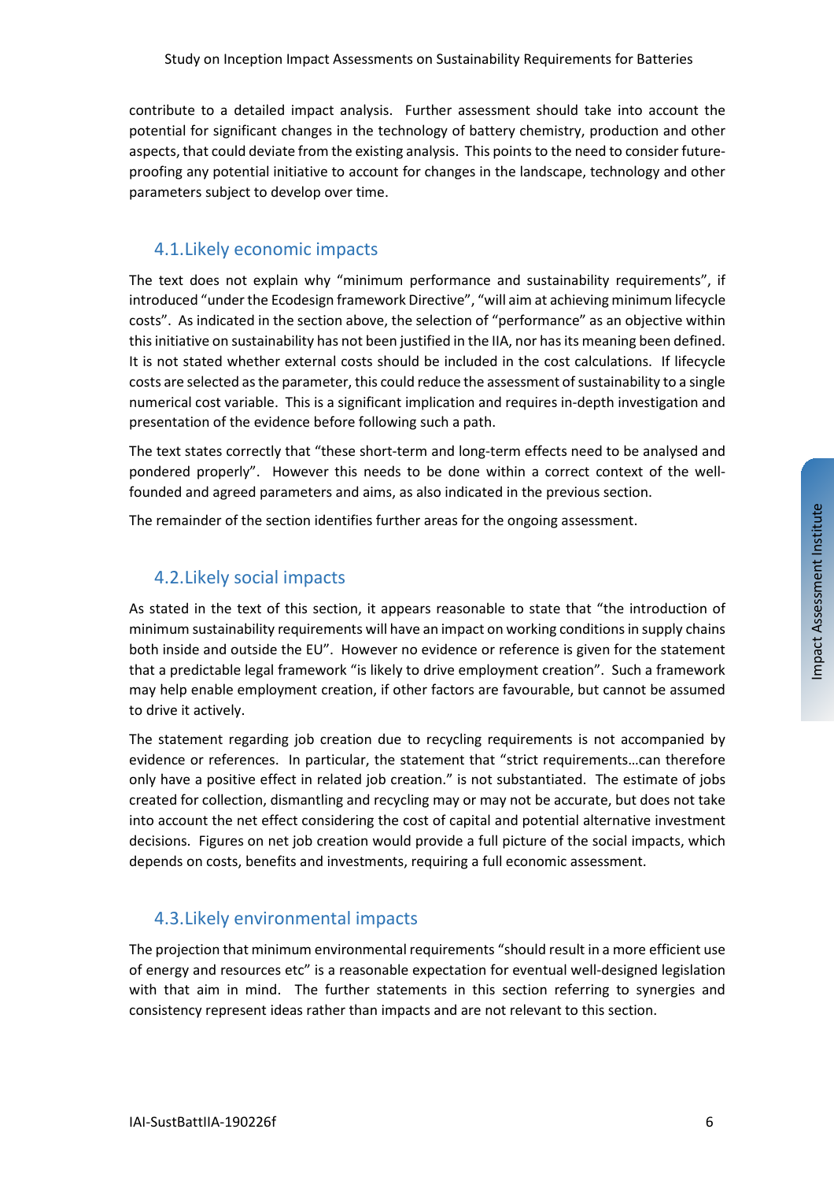contribute to a detailed impact analysis. Further assessment should take into account the potential for significant changes in the technology of battery chemistry, production and other aspects, that could deviate from the existing analysis. This points to the need to consider future-proofing any potential initiative to account for changes in the landscape, technology and other parameters subject to develop over time.

## 4.1. Likely economic impacts

The text does not explain why "minimum performance and sustainability requirements", if introduced "under the Ecodesign framework Directive", "will aim at achieving minimum lifecycle costs". As indicated in the section above, the selection of "performance" as an objective within this initiative on sustainability has not been justified in the IIA, nor has its meaning been defined. It is not stated whether external costs should be included in the cost calculations. If lifecycle costs are selected as the parameter, this could reduce the assessment of sustainability to a single numerical cost variable. This is a significant implication and requires in-depth investigation and presentation of the evidence before following such a path.

The text states correctly that "these short-term and long-term effects need to be analysed and pondered properly". However this needs to be done within a correct context of the well-founded and agreed parameters and aims, as also indicated in the previous section.

The remainder of the section identifies further areas for the ongoing assessment.

## 4.2. Likely social impacts

As stated in the text of this section, it appears reasonable to state that "the introduction of minimum sustainability requirements will have an impact on working conditions in supply chains both inside and outside the EU". However no evidence or reference is given for the statement that a predictable legal framework "is likely to drive employment creation". Such a framework may help enable employment creation, if other factors are favourable, but cannot be assumed to drive it actively.

The statement regarding job creation due to recycling requirements is not accompanied by evidence or references. In particular, the statement that "strict requirements…can therefore only have a positive effect in related job creation." is not substantiated. The estimate of jobs created for collection, dismantling and recycling may or may not be accurate, but does not take into account the net effect considering the cost of capital and potential alternative investment decisions. Figures on net job creation would provide a full picture of the social impacts, which depends on costs, benefits and investments, requiring a full economic assessment.

## 4.3. Likely environmental impacts

The projection that minimum environmental requirements "should result in a more efficient use of energy and resources etc" is a reasonable expectation for eventual well-designed legislation with that aim in mind. The further statements in this section referring to synergies and consistency represent ideas rather than impacts and are not relevant to this section.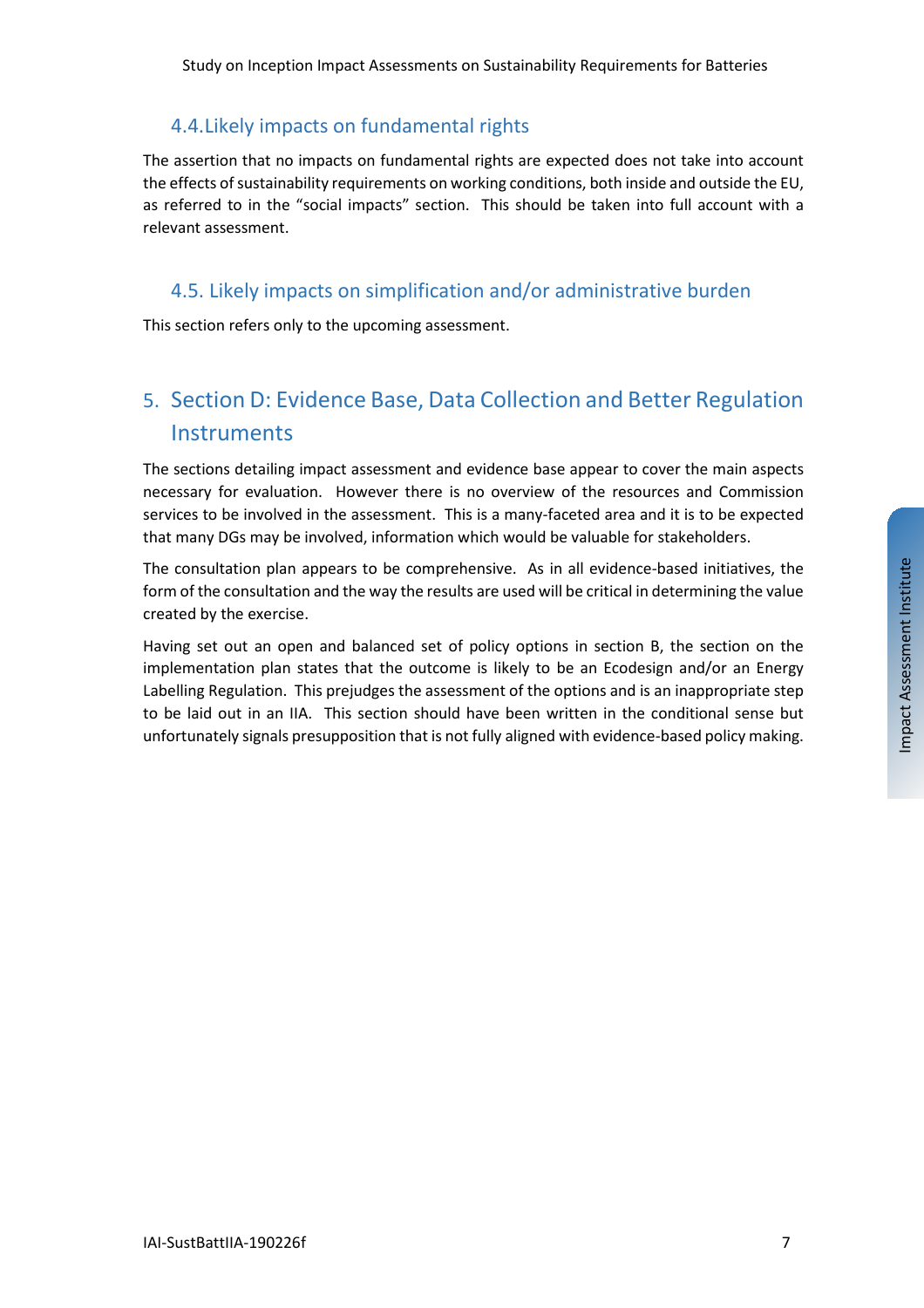### 4.4. Likely impacts on fundamental rights

The assertion that no impacts on fundamental rights are expected does not take into account the effects of sustainability requirements on working conditions, both inside and outside the EU, as referred to in the "social impacts" section. This should be taken into full account with a relevant assessment.

### 4.5. Likely impacts on simplification and/or administrative burden

This section refers only to the upcoming assessment.

## 5. Section D: Evidence Base, Data Collection and Better Regulation Instruments

The sections detailing impact assessment and evidence base appear to cover the main aspects necessary for evaluation. However there is no overview of the resources and Commission services to be involved in the assessment. This is a many-faceted area and it is to be expected that many DGs may be involved, information which would be valuable for stakeholders.

The consultation plan appears to be comprehensive. As in all evidence-based initiatives, the form of the consultation and the way the results are used will be critical in determining the value created by the exercise.

Having set out an open and balanced set of policy options in section B, the section on the implementation plan states that the outcome is likely to be an Ecodesign and/or an Energy Labelling Regulation. This prejudges the assessment of the options and is an inappropriate step to be laid out in an IIA. This section should have been written in the conditional sense but unfortunately signals presupposition that is not fully aligned with evidence-based policy making.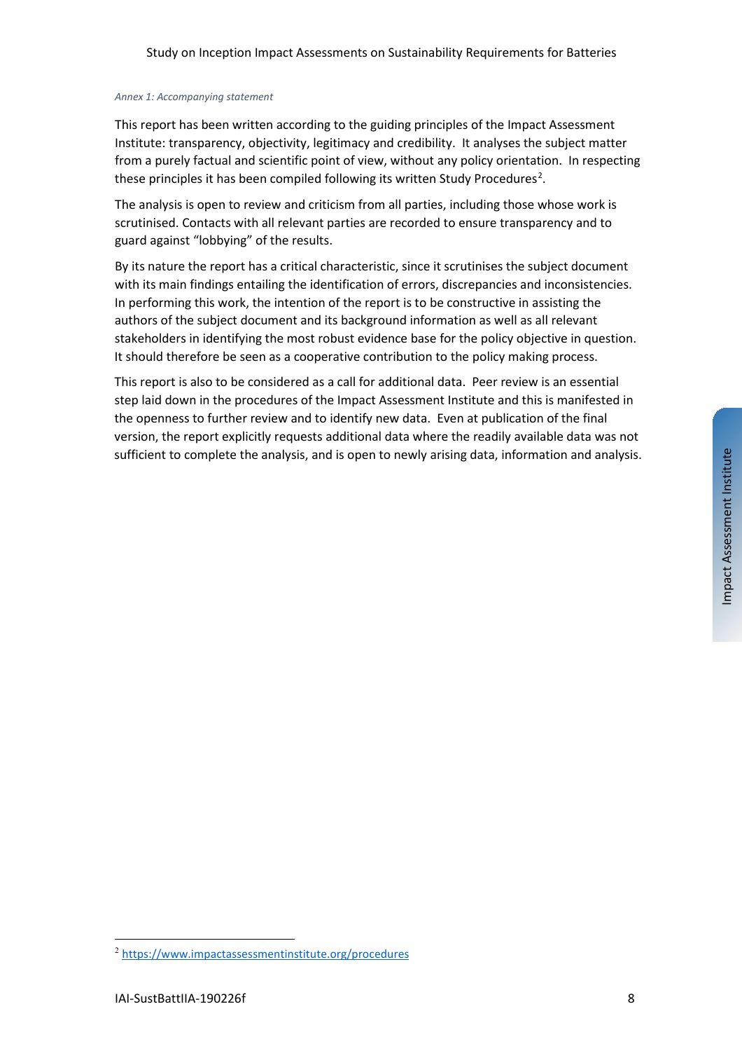*Annex 1: Accompanying statement*

This report has been written according to the guiding principles of the Impact Assessment Institute: transparency, objectivity, legitimacy and credibility. It analyses the subject matter from a purely factual and scientific point of view, without any policy orientation. In respecting these principles it has been compiled following its written Study Procedures[2].

The analysis is open to review and criticism from all parties, including those whose work is scrutinised. Contacts with all relevant parties are recorded to ensure transparency and to guard against "lobbying" of the results.

By its nature the report has a critical characteristic, since it scrutinises the subject document with its main findings entailing the identification of errors, discrepancies and inconsistencies. In performing this work, the intention of the report is to be constructive in assisting the authors of the subject document and its background information as well as all relevant stakeholders in identifying the most robust evidence base for the policy objective in question. It should therefore be seen as a cooperative contribution to the policy making process.

This report is also to be considered as a call for additional data. Peer review is an essential step laid down in the procedures of the Impact Assessment Institute and this is manifested in the openness to further review and to identify new data. Even at publication of the final version, the report explicitly requests additional data where the readily available data was not sufficient to complete the analysis, and is open to newly arising data, information and analysis.

[2] https://www.impactassessmentinstitute.org/procedures